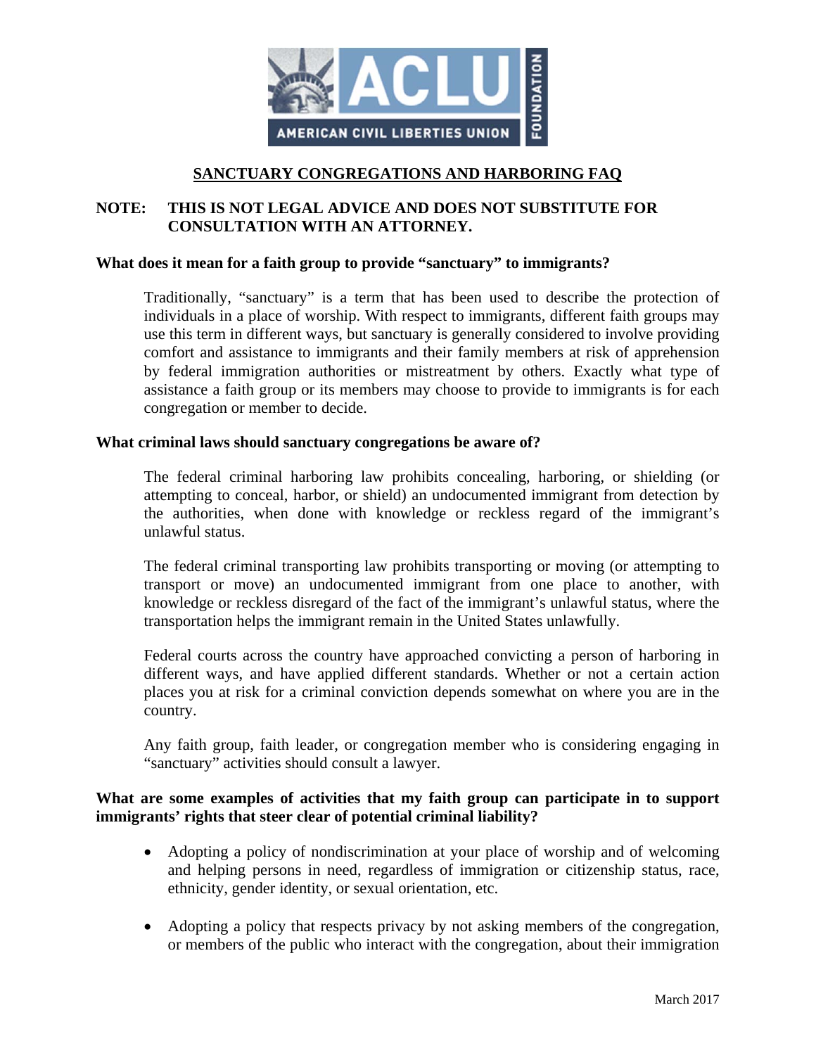# SANCTUARY CONGREGATIONS AND HARBORING FAQ

**NOTE: THIS IS NOT LEGAL ADVICE AND DOES NOT SUBSTITUTE FOR CONSULTATION WITH AN ATTORNEY.**

**What does it mean for a faith group to provide "sanctuary" to immigrants?**

Traditionally, "sanctuary" is a term that has been used to describe the protection of individuals in a place of worship. With respect to immigrants, different faith groups may use this term in different ways, but sanctuary is generally considered to involve providing comfort and assistance to immigrants and their family members at risk of apprehension by federal immigration authorities or mistreatment by others. Exactly what type of assistance a faith group or its members may choose to provide to immigrants is for each congregation or member to decide.

**What criminal laws should sanctuary congregations be aware of?**

The federal criminal harboring law prohibits concealing, harboring, or shielding (or attempting to conceal, harbor, or shield) an undocumented immigrant from detection by the authorities, when done with knowledge or reckless regard of the immigrant's unlawful status.

The federal criminal transporting law prohibits transporting or moving (or attempting to transport or move) an undocumented immigrant from one place to another, with knowledge or reckless disregard of the fact of the immigrant's unlawful status, where the transportation helps the immigrant remain in the United States unlawfully.

Federal courts across the country have approached convicting a person of harboring in different ways, and have applied different standards. Whether or not a certain action places you at risk for a criminal conviction depends somewhat on where you are in the country.

Any faith group, faith leader, or congregation member who is considering engaging in "sanctuary" activities should consult a lawyer.

**What are some examples of activities that my faith group can participate in to support immigrants' rights that steer clear of potential criminal liability?**

- Adopting a policy of nondiscrimination at your place of worship and of welcoming and helping persons in need, regardless of immigration or citizenship status, race, ethnicity, gender identity, or sexual orientation, etc.
- Adopting a policy that respects privacy by not asking members of the congregation, or members of the public who interact with the congregation, about their immigration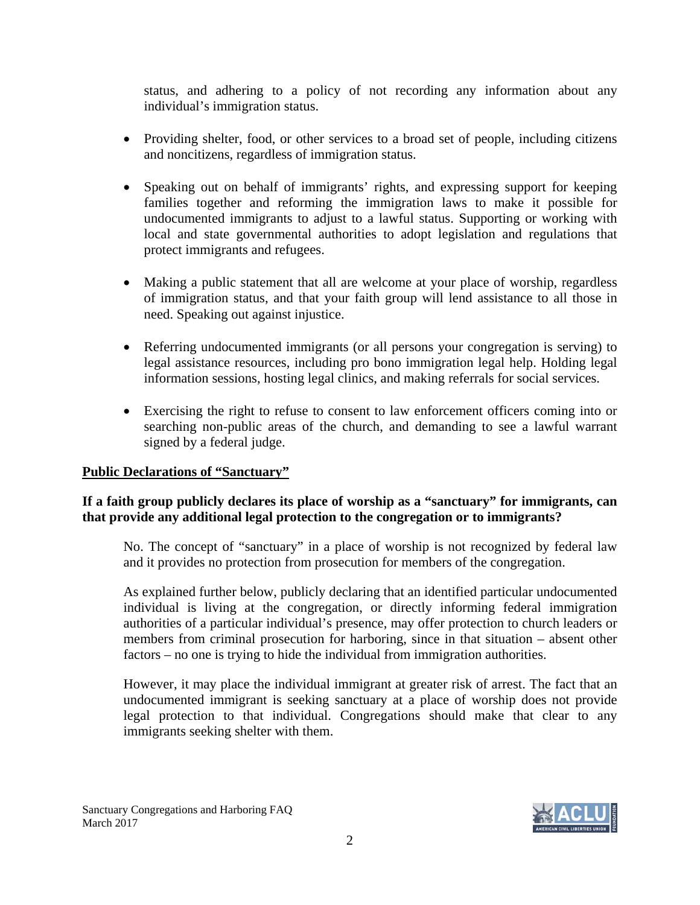status, and adhering to a policy of not recording any information about any individual's immigration status.

- Providing shelter, food, or other services to a broad set of people, including citizens and noncitizens, regardless of immigration status.
- Speaking out on behalf of immigrants' rights, and expressing support for keeping families together and reforming the immigration laws to make it possible for undocumented immigrants to adjust to a lawful status. Supporting or working with local and state governmental authorities to adopt legislation and regulations that protect immigrants and refugees.
- Making a public statement that all are welcome at your place of worship, regardless of immigration status, and that your faith group will lend assistance to all those in need. Speaking out against injustice.
- Referring undocumented immigrants (or all persons your congregation is serving) to legal assistance resources, including pro bono immigration legal help. Holding legal information sessions, hosting legal clinics, and making referrals for social services.
- Exercising the right to refuse to consent to law enforcement officers coming into or searching non-public areas of the church, and demanding to see a lawful warrant signed by a federal judge.

## <u>Public Declarations of "Sanctuary"</u>

**If a faith group publicly declares its place of worship as a "sanctuary" for immigrants, can that provide any additional legal protection to the congregation or to immigrants?**

No. The concept of "sanctuary" in a place of worship is not recognized by federal law and it provides no protection from prosecution for members of the congregation.

As explained further below, publicly declaring that an identified particular undocumented individual is living at the congregation, or directly informing federal immigration authorities of a particular individual's presence, may offer protection to church leaders or members from criminal prosecution for harboring, since in that situation – absent other factors – no one is trying to hide the individual from immigration authorities.

However, it may place the individual immigrant at greater risk of arrest. The fact that an undocumented immigrant is seeking sanctuary at a place of worship does not provide legal protection to that individual. Congregations should make that clear to any immigrants seeking shelter with them.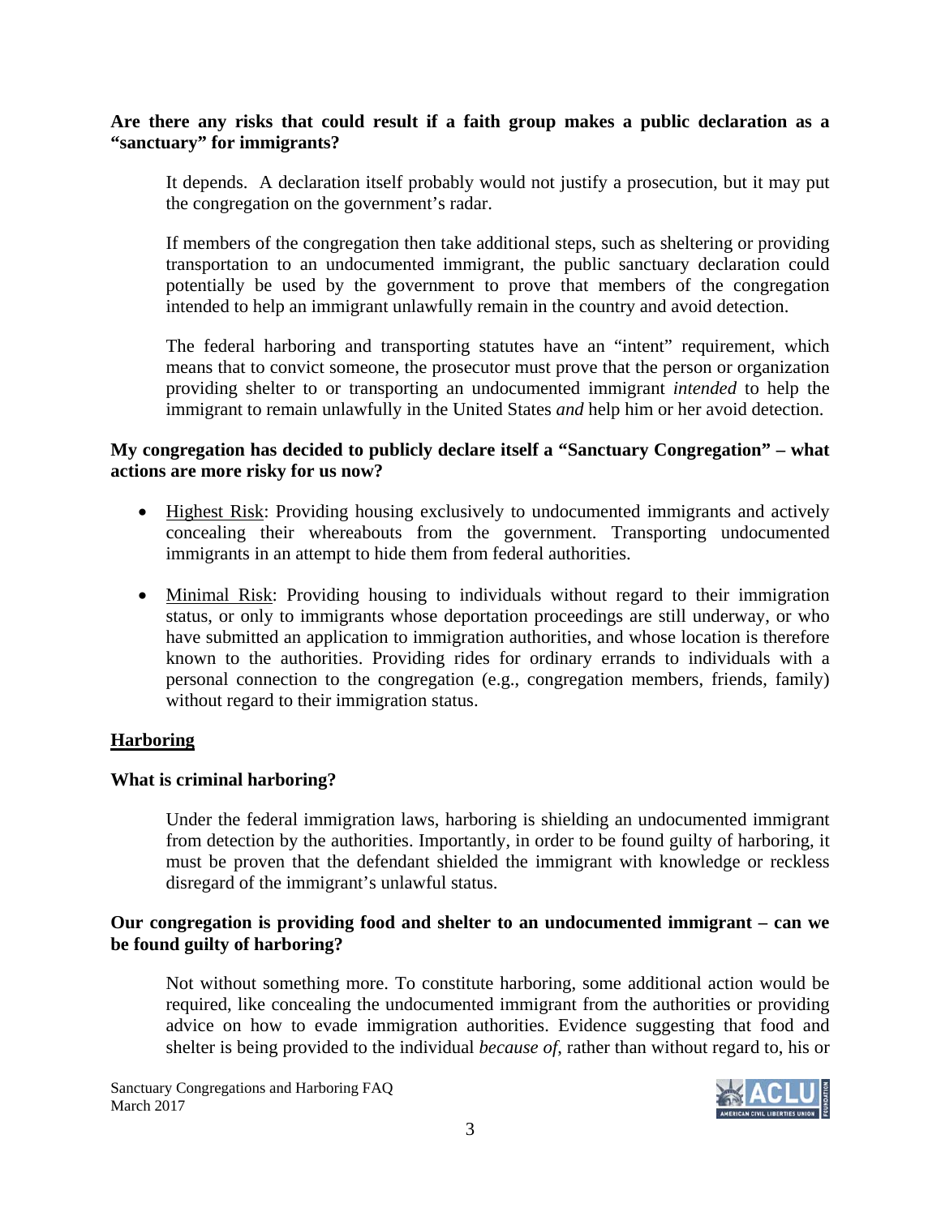**Are there any risks that could result if a faith group makes a public declaration as a "sanctuary" for immigrants?**

It depends. A declaration itself probably would not justify a prosecution, but it may put the congregation on the government's radar.

If members of the congregation then take additional steps, such as sheltering or providing transportation to an undocumented immigrant, the public sanctuary declaration could potentially be used by the government to prove that members of the congregation intended to help an immigrant unlawfully remain in the country and avoid detection.

The federal harboring and transporting statutes have an "intent" requirement, which means that to convict someone, the prosecutor must prove that the person or organization providing shelter to or transporting an undocumented immigrant *intended* to help the immigrant to remain unlawfully in the United States *and* help him or her avoid detection.

**My congregation has decided to publicly declare itself a "Sanctuary Congregation" – what actions are more risky for us now?**

- Highest Risk: Providing housing exclusively to undocumented immigrants and actively concealing their whereabouts from the government. Transporting undocumented immigrants in an attempt to hide them from federal authorities.
- Minimal Risk: Providing housing to individuals without regard to their immigration status, or only to immigrants whose deportation proceedings are still underway, or who have submitted an application to immigration authorities, and whose location is therefore known to the authorities. Providing rides for ordinary errands to individuals with a personal connection to the congregation (e.g., congregation members, friends, family) without regard to their immigration status.

## Harboring

**What is criminal harboring?**

Under the federal immigration laws, harboring is shielding an undocumented immigrant from detection by the authorities. Importantly, in order to be found guilty of harboring, it must be proven that the defendant shielded the immigrant with knowledge or reckless disregard of the immigrant's unlawful status.

**Our congregation is providing food and shelter to an undocumented immigrant – can we be found guilty of harboring?**

Not without something more. To constitute harboring, some additional action would be required, like concealing the undocumented immigrant from the authorities or providing advice on how to evade immigration authorities. Evidence suggesting that food and shelter is being provided to the individual *because of*, rather than without regard to, his or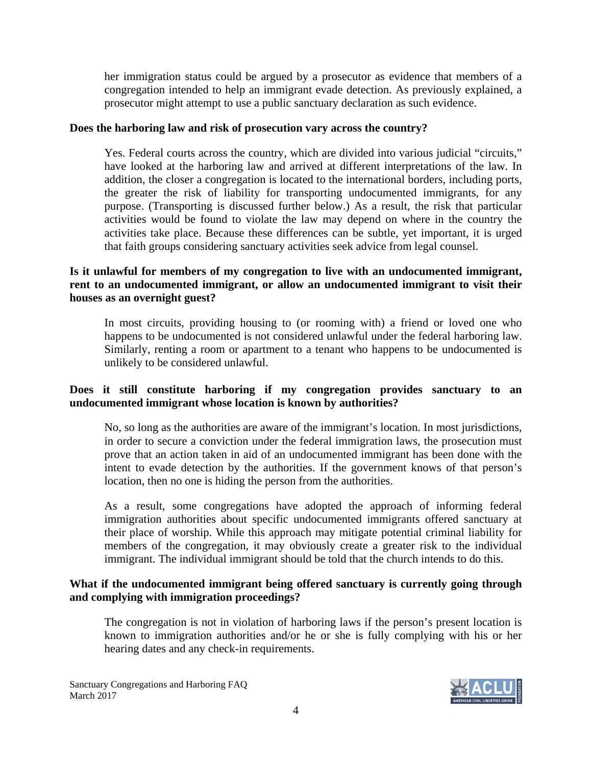her immigration status could be argued by a prosecutor as evidence that members of a congregation intended to help an immigrant evade detection. As previously explained, a prosecutor might attempt to use a public sanctuary declaration as such evidence.

**Does the harboring law and risk of prosecution vary across the country?**

Yes. Federal courts across the country, which are divided into various judicial "circuits," have looked at the harboring law and arrived at different interpretations of the law. In addition, the closer a congregation is located to the international borders, including ports, the greater the risk of liability for transporting undocumented immigrants, for any purpose. (Transporting is discussed further below.) As a result, the risk that particular activities would be found to violate the law may depend on where in the country the activities take place. Because these differences can be subtle, yet important, it is urged that faith groups considering sanctuary activities seek advice from legal counsel.

**Is it unlawful for members of my congregation to live with an undocumented immigrant, rent to an undocumented immigrant, or allow an undocumented immigrant to visit their houses as an overnight guest?**

In most circuits, providing housing to (or rooming with) a friend or loved one who happens to be undocumented is not considered unlawful under the federal harboring law. Similarly, renting a room or apartment to a tenant who happens to be undocumented is unlikely to be considered unlawful.

**Does it still constitute harboring if my congregation provides sanctuary to an undocumented immigrant whose location is known by authorities?**

No, so long as the authorities are aware of the immigrant's location. In most jurisdictions, in order to secure a conviction under the federal immigration laws, the prosecution must prove that an action taken in aid of an undocumented immigrant has been done with the intent to evade detection by the authorities. If the government knows of that person's location, then no one is hiding the person from the authorities.

As a result, some congregations have adopted the approach of informing federal immigration authorities about specific undocumented immigrants offered sanctuary at their place of worship. While this approach may mitigate potential criminal liability for members of the congregation, it may obviously create a greater risk to the individual immigrant. The individual immigrant should be told that the church intends to do this.

**What if the undocumented immigrant being offered sanctuary is currently going through and complying with immigration proceedings?**

The congregation is not in violation of harboring laws if the person's present location is known to immigration authorities and/or he or she is fully complying with his or her hearing dates and any check-in requirements.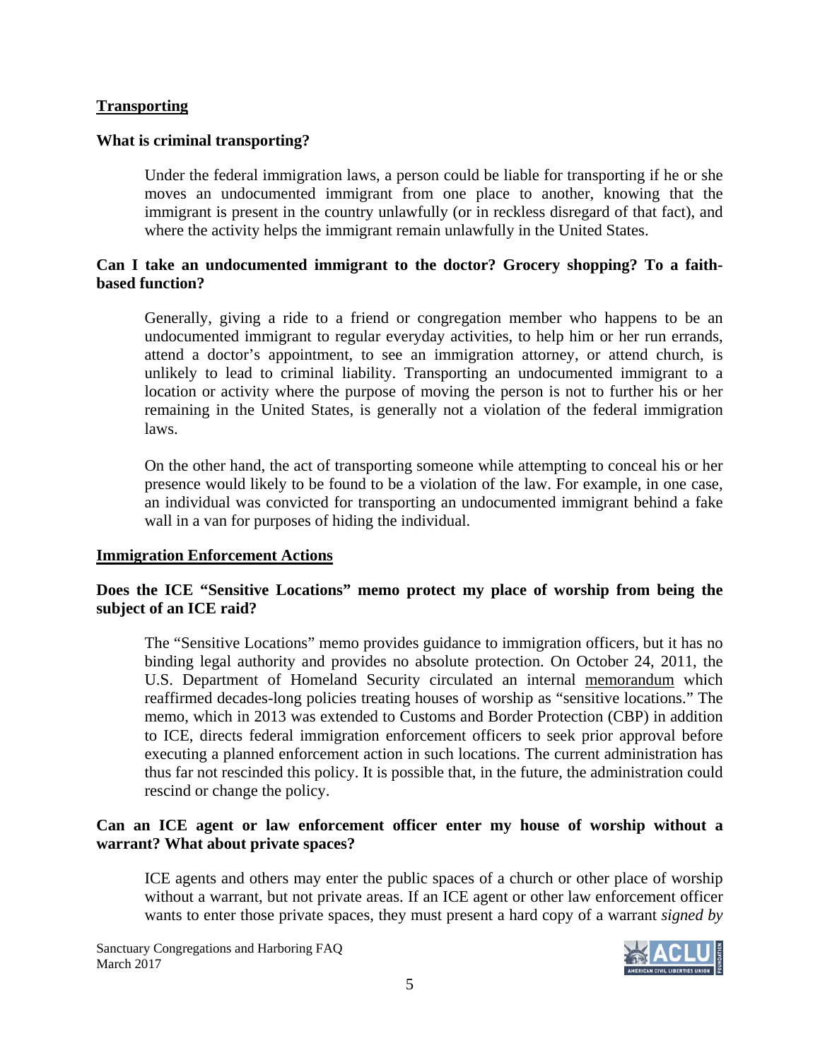**Transporting**

**What is criminal transporting?**

Under the federal immigration laws, a person could be liable for transporting if he or she moves an undocumented immigrant from one place to another, knowing that the immigrant is present in the country unlawfully (or in reckless disregard of that fact), and where the activity helps the immigrant remain unlawfully in the United States.

**Can I take an undocumented immigrant to the doctor? Grocery shopping? To a faith-based function?**

Generally, giving a ride to a friend or congregation member who happens to be an undocumented immigrant to regular everyday activities, to help him or her run errands, attend a doctor's appointment, to see an immigration attorney, or attend church, is unlikely to lead to criminal liability. Transporting an undocumented immigrant to a location or activity where the purpose of moving the person is not to further his or her remaining in the United States, is generally not a violation of the federal immigration laws.

On the other hand, the act of transporting someone while attempting to conceal his or her presence would likely to be found to be a violation of the law. For example, in one case, an individual was convicted for transporting an undocumented immigrant behind a fake wall in a van for purposes of hiding the individual.

**Immigration Enforcement Actions**

**Does the ICE "Sensitive Locations" memo protect my place of worship from being the subject of an ICE raid?**

The "Sensitive Locations" memo provides guidance to immigration officers, but it has no binding legal authority and provides no absolute protection. On October 24, 2011, the U.S. Department of Homeland Security circulated an internal memorandum which reaffirmed decades-long policies treating houses of worship as "sensitive locations." The memo, which in 2013 was extended to Customs and Border Protection (CBP) in addition to ICE, directs federal immigration enforcement officers to seek prior approval before executing a planned enforcement action in such locations. The current administration has thus far not rescinded this policy. It is possible that, in the future, the administration could rescind or change the policy.

**Can an ICE agent or law enforcement officer enter my house of worship without a warrant? What about private spaces?**

ICE agents and others may enter the public spaces of a church or other place of worship without a warrant, but not private areas. If an ICE agent or other law enforcement officer wants to enter those private spaces, they must present a hard copy of a warrant *signed by*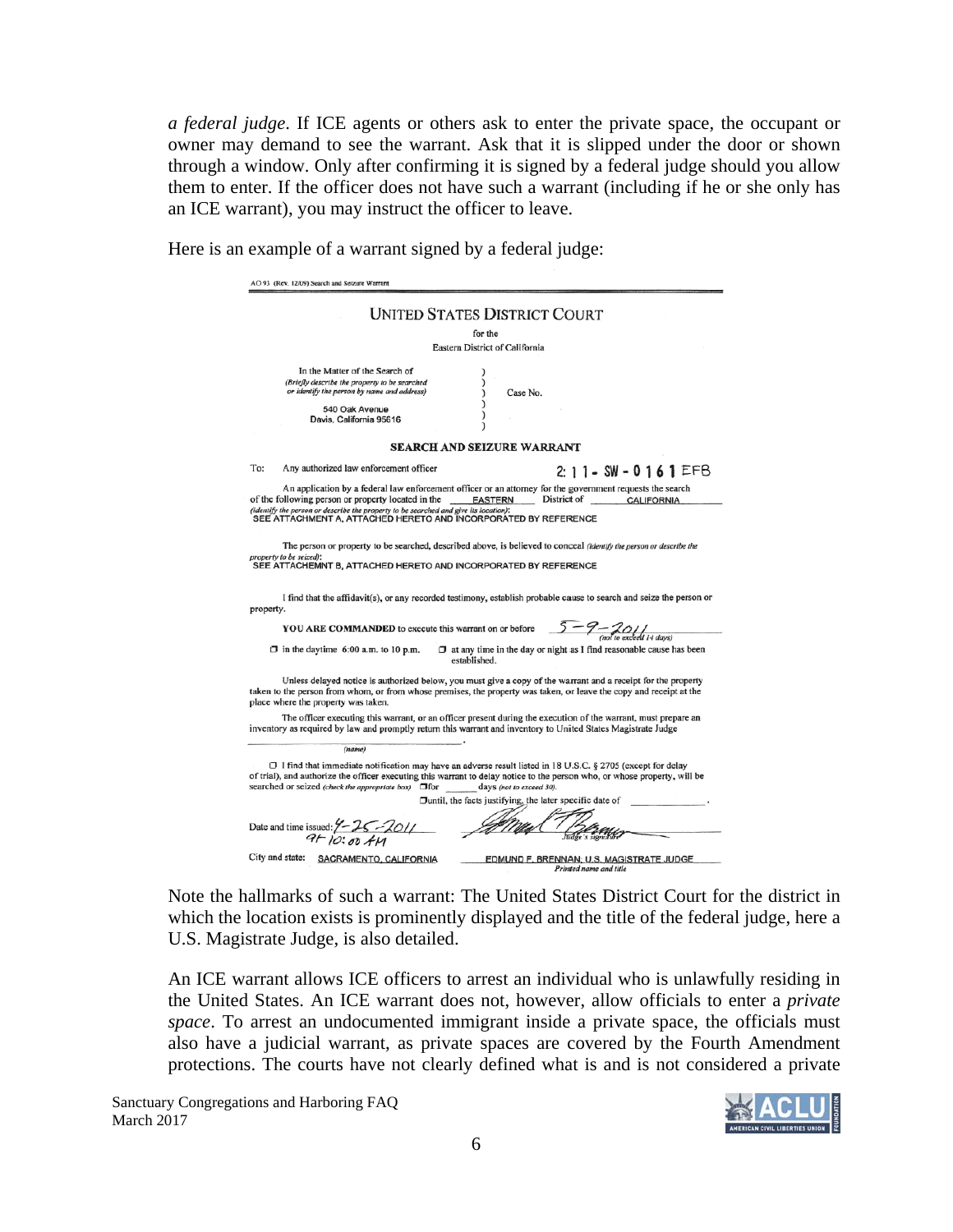*a federal judge*. If ICE agents or others ask to enter the private space, the occupant or owner may demand to see the warrant. Ask that it is slipped under the door or shown through a window. Only after confirming it is signed by a federal judge should you allow them to enter. If the officer does not have such a warrant (including if he or she only has an ICE warrant), you may instruct the officer to leave.

Here is an example of a warrant signed by a federal judge:

AO 93 (Rev. 12/09) Search and Seizure Warrant

UNITED STATES DISTRICT COURT

for the

Eastern District of California

In the Matter of the Search of
(Briefly describe the property to be searched or identify the person by name and address)

540 Oak Avenue
Davis, California 95616

Case No.

**SEARCH AND SEIZURE WARRANT**

To: Any authorized law enforcement officer

2: 11 - SW - 0161 EFB

An application by a federal law enforcement officer or an attorney for the government requests the search of the following person or property located in the EASTERN District of CALIFORNIA
*(identify the person or describe the property to be searched and give its location)*:
SEE ATTACHMENT A, ATTACHED HERETO AND INCORPORATED BY REFERENCE

The person or property to be searched, described above, is believed to conceal *(identify the person or describe the property to be seized)*:
SEE ATTACHEMNT B, ATTACHED HERETO AND INCORPORATED BY REFERENCE

I find that the affidavit(s), or any recorded testimony, establish probable cause to search and seize the person or property.

**YOU ARE COMMANDED** to execute this warrant on or before 5-9-2011 *(not to exceed 14 days)*

☐ in the daytime 6:00 a.m. to 10 p.m. ☐ at any time in the day or night as I find reasonable cause has been established.

Unless delayed notice is authorized below, you must give a copy of the warrant and a receipt for the property taken to the person from whom, or from whose premises, the property was taken, or leave the copy and receipt at the place where the property was taken.

The officer executing this warrant, or an officer present during the execution of the warrant, must prepare an inventory as required by law and promptly return this warrant and inventory to United States Magistrate Judge ________________.
*(name)*

☐ I find that immediate notification may have an adverse result listed in 18 U.S.C. § 2705 (except for delay of trial), and authorize the officer executing this warrant to delay notice to the person who, or whose property, will be searched or seized *(check the appropriate box)* ☐for ______ days *(not to exceed 30)*.
☐until, the facts justifying, the later specific date of ______________.

Date and time issued: 4-25-2011 at 10:00 AM

*Judge's signature*

City and state: SACRAMENTO, CALIFORNIA

EDMUND F. BRENNAN, U.S. MAGISTRATE JUDGE
*Printed name and title*

Note the hallmarks of such a warrant: The United States District Court for the district in which the location exists is prominently displayed and the title of the federal judge, here a U.S. Magistrate Judge, is also detailed.

An ICE warrant allows ICE officers to arrest an individual who is unlawfully residing in the United States. An ICE warrant does not, however, allow officials to enter a *private space*. To arrest an undocumented immigrant inside a private space, the officials must also have a judicial warrant, as private spaces are covered by the Fourth Amendment protections. The courts have not clearly defined what is and is not considered a private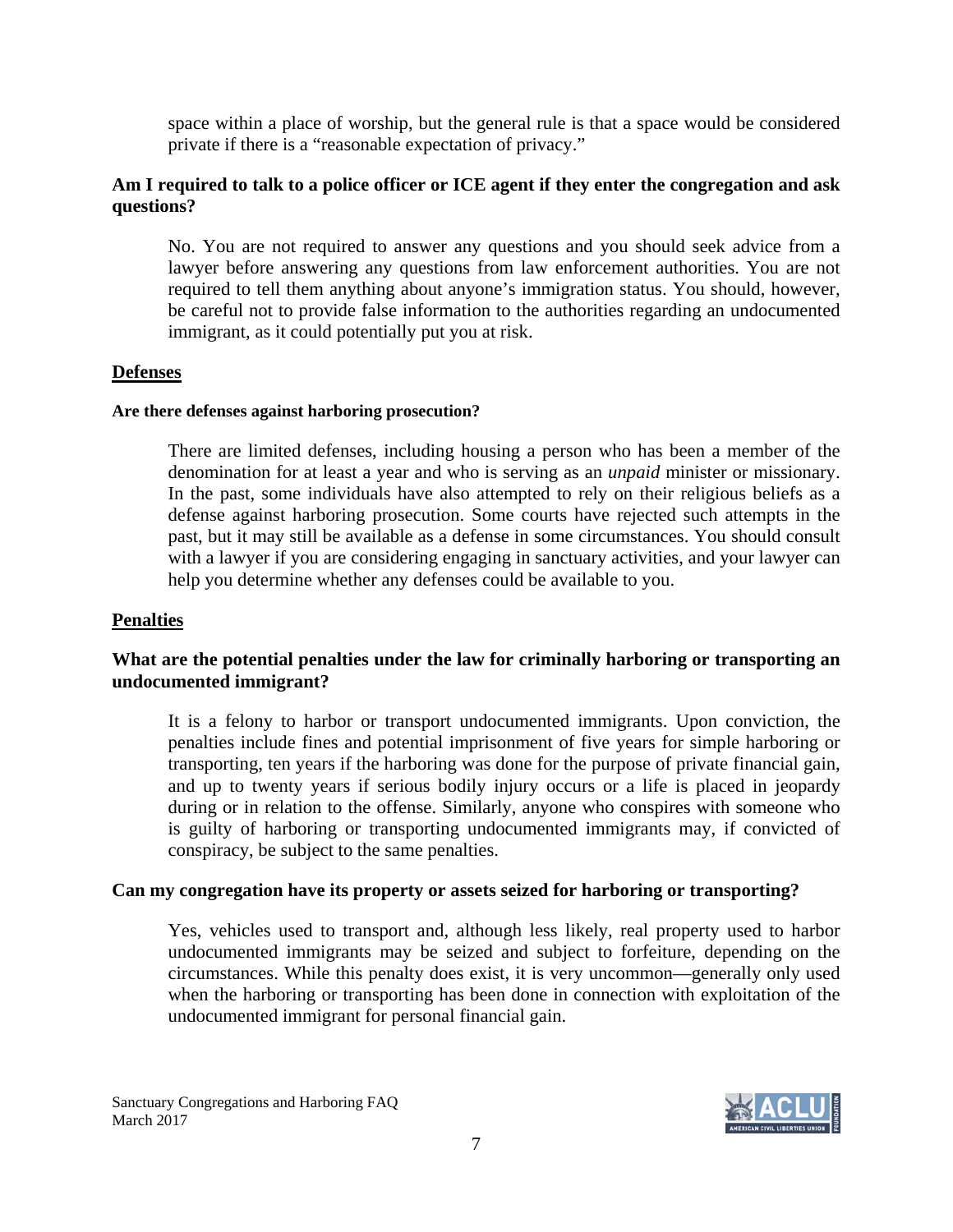space within a place of worship, but the general rule is that a space would be considered private if there is a "reasonable expectation of privacy."

**Am I required to talk to a police officer or ICE agent if they enter the congregation and ask questions?**

No. You are not required to answer any questions and you should seek advice from a lawyer before answering any questions from law enforcement authorities. You are not required to tell them anything about anyone's immigration status. You should, however, be careful not to provide false information to the authorities regarding an undocumented immigrant, as it could potentially put you at risk.

## <u>Defenses</u>

**Are there defenses against harboring prosecution?**

There are limited defenses, including housing a person who has been a member of the denomination for at least a year and who is serving as an *unpaid* minister or missionary. In the past, some individuals have also attempted to rely on their religious beliefs as a defense against harboring prosecution. Some courts have rejected such attempts in the past, but it may still be available as a defense in some circumstances. You should consult with a lawyer if you are considering engaging in sanctuary activities, and your lawyer can help you determine whether any defenses could be available to you.

## <u>Penalties</u>

**What are the potential penalties under the law for criminally harboring or transporting an undocumented immigrant?**

It is a felony to harbor or transport undocumented immigrants. Upon conviction, the penalties include fines and potential imprisonment of five years for simple harboring or transporting, ten years if the harboring was done for the purpose of private financial gain, and up to twenty years if serious bodily injury occurs or a life is placed in jeopardy during or in relation to the offense. Similarly, anyone who conspires with someone who is guilty of harboring or transporting undocumented immigrants may, if convicted of conspiracy, be subject to the same penalties.

**Can my congregation have its property or assets seized for harboring or transporting?**

Yes, vehicles used to transport and, although less likely, real property used to harbor undocumented immigrants may be seized and subject to forfeiture, depending on the circumstances. While this penalty does exist, it is very uncommon—generally only used when the harboring or transporting has been done in connection with exploitation of the undocumented immigrant for personal financial gain.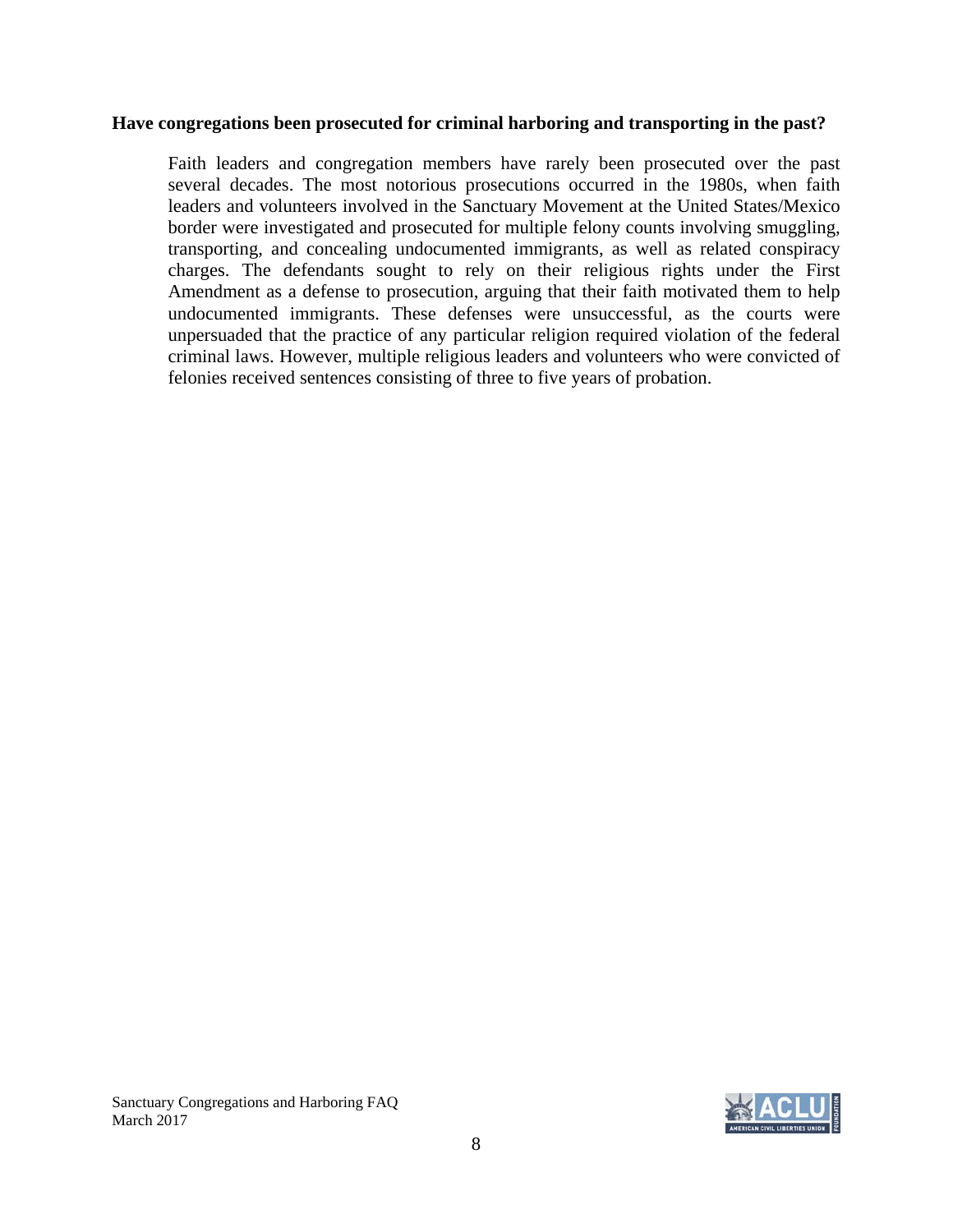**Have congregations been prosecuted for criminal harboring and transporting in the past?**

Faith leaders and congregation members have rarely been prosecuted over the past several decades. The most notorious prosecutions occurred in the 1980s, when faith leaders and volunteers involved in the Sanctuary Movement at the United States/Mexico border were investigated and prosecuted for multiple felony counts involving smuggling, transporting, and concealing undocumented immigrants, as well as related conspiracy charges. The defendants sought to rely on their religious rights under the First Amendment as a defense to prosecution, arguing that their faith motivated them to help undocumented immigrants. These defenses were unsuccessful, as the courts were unpersuaded that the practice of any particular religion required violation of the federal criminal laws. However, multiple religious leaders and volunteers who were convicted of felonies received sentences consisting of three to five years of probation.